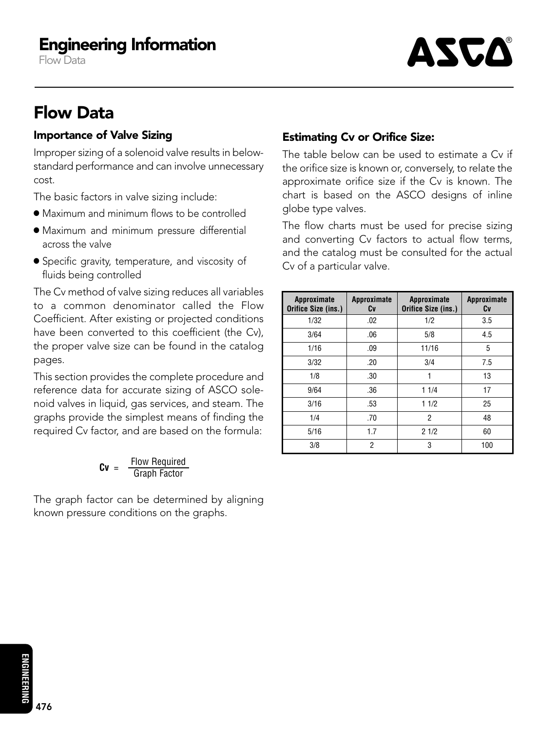# Flow Data

## Importance of Valve Sizing

Improper sizing of a solenoid valve results in below-standard performance and can involve unnecessary cost.

The basic factors in valve sizing include:

- Maximum and minimum flows to be controlled
- Maximum and minimum pressure differential across the valve
- Specific gravity, temperature, and viscosity of fluids being controlled

The Cv method of valve sizing reduces all variables to a common denominator called the Flow Coefficient. After existing or projected conditions have been converted to this coefficient (the Cv), the proper valve size can be found in the catalog pages.

This section provides the complete procedure and reference data for accurate sizing of ASCO solenoid valves in liquid, gas services, and steam. The graphs provide the simplest means of finding the required Cv factor, and are based on the formula:

$$\mathbf{Cv} = \frac{\text{Flow Required}}{\text{Graph Factor}}$$

The graph factor can be determined by aligning known pressure conditions on the graphs.

## Estimating Cv or Orifice Size:

The table below can be used to estimate a Cv if the orifice size is known or, conversely, to relate the approximate orifice size if the Cv is known. The chart is based on the ASCO designs of inline globe type valves.

The flow charts must be used for precise sizing and converting Cv factors to actual flow terms, and the catalog must be consulted for the actual Cv of a particular valve.

| Approximate Orifice Size (ins.) | Approximate Cv | Approximate Orifice Size (ins.) | Approximate Cv |
|---|---|---|---|
| 1/32 | .02 | 1/2 | 3.5 |
| 3/64 | .06 | 5/8 | 4.5 |
| 1/16 | .09 | 11/16 | 5 |
| 3/32 | .20 | 3/4 | 7.5 |
| 1/8 | .30 | 1 | 13 |
| 9/64 | .36 | 1 1/4 | 17 |
| 3/16 | .53 | 1 1/2 | 25 |
| 1/4 | .70 | 2 | 48 |
| 5/16 | 1.7 | 2 1/2 | 60 |
| 3/8 | 2 | 3 | 100 |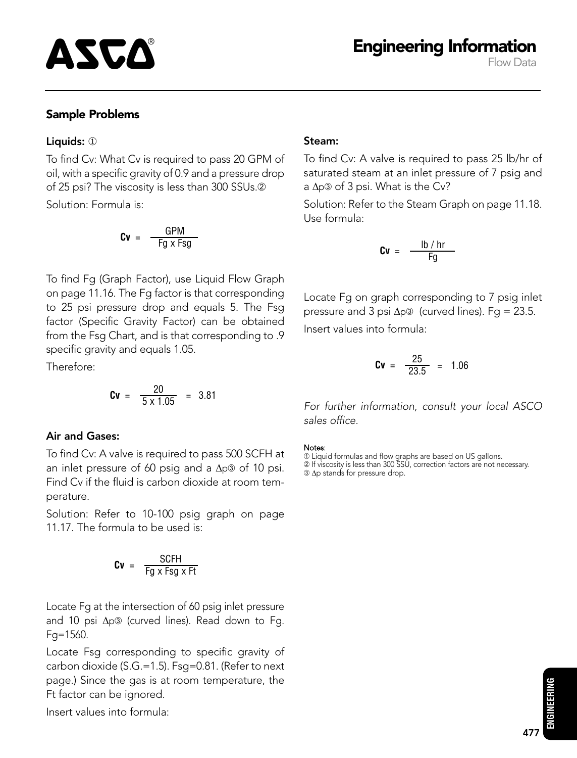## Sample Problems

### Liquids: ①

To find Cv: What Cv is required to pass 20 GPM of oil, with a specific gravity of 0.9 and a pressure drop of 25 psi? The viscosity is less than 300 SSUs.②

Solution: Formula is:

$$\mathbf{Cv} = \frac{\text{GPM}}{\text{Fg x Fsg}}$$

To find Fg (Graph Factor), use Liquid Flow Graph on page 11.16. The Fg factor is that corresponding to 25 psi pressure drop and equals 5. The Fsg factor (Specific Gravity Factor) can be obtained from the Fsg Chart, and is that corresponding to .9 specific gravity and equals 1.05.

Therefore:

$$\mathbf{Cv} = \frac{20}{5 \text{ x } 1.05} = 3.81$$

### Air and Gases:

To find Cv: A valve is required to pass 500 SCFH at an inlet pressure of 60 psig and a Δp③ of 10 psi. Find Cv if the fluid is carbon dioxide at room temperature.

Solution: Refer to 10-100 psig graph on page 11.17. The formula to be used is:

$$\mathbf{Cv} = \frac{\text{SCFH}}{\text{Fg x Fsg x Ft}}$$

Locate Fg at the intersection of 60 psig inlet pressure and 10 psi Δp③ (curved lines). Read down to Fg. Fg=1560.

Locate Fsg corresponding to specific gravity of carbon dioxide (S.G.=1.5). Fsg=0.81. (Refer to next page.) Since the gas is at room temperature, the Ft factor can be ignored.

Insert values into formula:

### Steam:

To find Cv: A valve is required to pass 25 lb/hr of saturated steam at an inlet pressure of 7 psig and a Δp③ of 3 psi. What is the Cv?

Solution: Refer to the Steam Graph on page 11.18. Use formula:

$$\mathbf{Cv} = \frac{\text{lb / hr}}{\text{Fg}}$$

Locate Fg on graph corresponding to 7 psig inlet pressure and 3 psi Δp③ (curved lines). Fg = 23.5.

Insert values into formula:

$$\mathbf{Cv} = \frac{25}{23.5} = 1.06$$

*For further information, consult your local ASCO sales office.*

**Notes:**

① Liquid formulas and flow graphs are based on US gallons.
② If viscosity is less than 300 SSU, correction factors are not necessary.
③ Δp stands for pressure drop.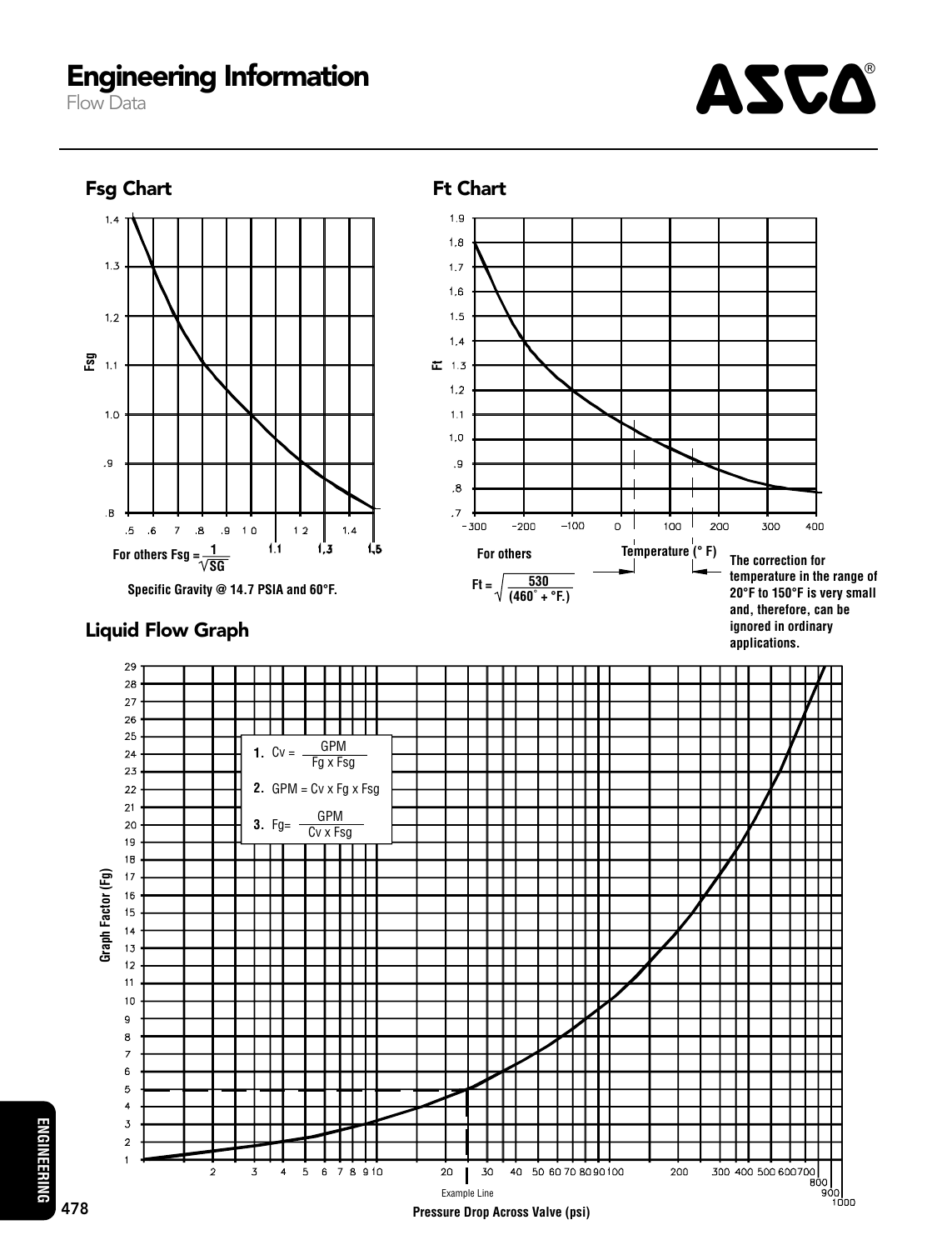# Engineering Information

Flow Data

## Fsg Chart

For others $Fsg = \frac{1}{\sqrt{SG}}$

Specific Gravity @ 14.7 PSIA and 60°F.

## Ft Chart

Temperature (° F)

For others

$$Ft = \sqrt{\frac{530}{(460^{\circ} + {}^{\circ}F.)}}$$

The correction for temperature in the range of 20°F to 150°F is very small and, therefore, can be ignored in ordinary applications.

## Liquid Flow Graph

1. $Cv = \frac{GPM}{Fg \times Fsg}$
2. $GPM = Cv \times Fg \times Fsg$
3. $Fg = \frac{GPM}{Cv \times Fsg}$

Graph Factor (Fg)

Example Line

Pressure Drop Across Valve (psi)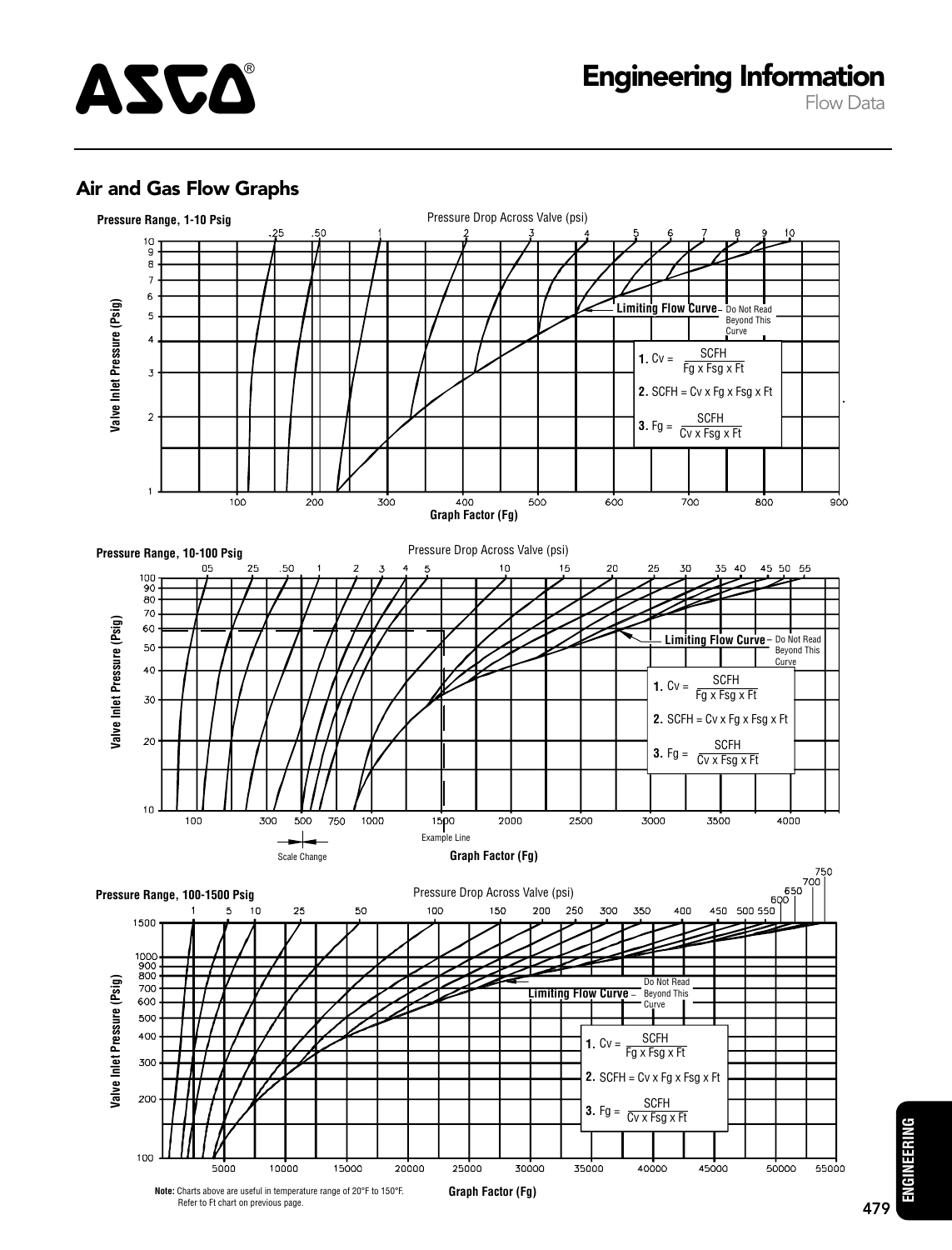# Engineering Information

Flow Data

## Air and Gas Flow Graphs

**Pressure Range, 1-10 Psig**

Pressure Drop Across Valve (psi)

Limiting Flow Curve – Do Not Read Beyond This Curve

1. $Cv = \frac{SCFH}{Fg \times Fsg \times Ft}$

2. $SCFH = Cv \times Fg \times Fsg \times Ft$

3. $Fg = \frac{SCFH}{Cv \times Fsg \times Ft}$

Valve Inlet Pressure (Psig)

Graph Factor (Fg)

**Pressure Range, 10-100 Psig**

Pressure Drop Across Valve (psi)

Limiting Flow Curve – Do Not Read Beyond This Curve

1. $Cv = \frac{SCFH}{Fg \times Fsg \times Ft}$

2. $SCFH = Cv \times Fg \times Fsg \times Ft$

3. $Fg = \frac{SCFH}{Cv \times Fsg \times Ft}$

Valve Inlet Pressure (Psig)

Example Line

Scale Change

Graph Factor (Fg)

**Pressure Range, 100-1500 Psig**

Pressure Drop Across Valve (psi)

Limiting Flow Curve – Do Not Read Beyond This Curve

1. $Cv = \frac{SCFH}{Fg \times Fsg \times Ft}$

2. $SCFH = Cv \times Fg \times Fsg \times Ft$

3. $Fg = \frac{SCFH}{Cv \times Fsg \times Ft}$

Valve Inlet Pressure (Psig)

Graph Factor (Fg)

**Note:** Charts above are useful in temperature range of 20°F to 150°F. Refer to Ft chart on previous page.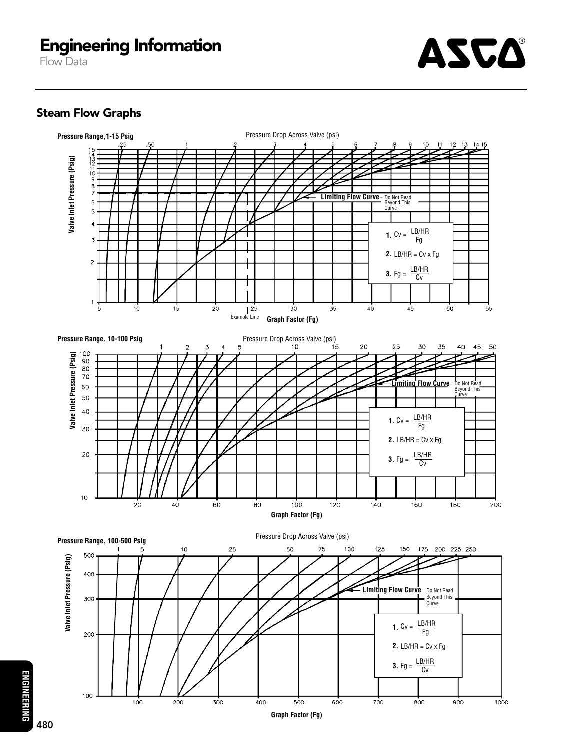# Engineering Information

Flow Data

## Steam Flow Graphs

**Pressure Range, 1-15 Psig**

Pressure Drop Across Valve (psi)

.25 .50 1 2 3 4 5 6 7 8 9 10 11 12 13 14 15

Valve Inlet Pressure (Psig)

15 14 13 12 11 10 9 8 7 6 5 4 3 2 1

**Limiting Flow Curve** – Do Not Read Beyond This Curve

1. $Cv = \frac{LB/HR}{Fg}$

2. $LB/HR = Cv \times Fg$

3. $Fg = \frac{LB/HR}{Cv}$

5 10 15 20 25 30 35 40 45 50 55

Example Line

**Graph Factor (Fg)**

**Pressure Range, 10-100 Psig**

Pressure Drop Across Valve (psi)

1 2 3 4 5 10 15 20 25 30 35 40 45 50

Valve Inlet Pressure (Psig)

100 90 80 70 60 50 40 30 20 10

**Limiting Flow Curve** – Do Not Read Beyond This Curve

1. $Cv = \frac{LB/HR}{Fg}$

2. $LB/HR = Cv \times Fg$

3. $Fg = \frac{LB/HR}{Cv}$

20 40 60 80 100 120 140 160 180 200

**Graph Factor (Fg)**

**Pressure Range, 100-500 Psig**

Pressure Drop Across Valve (psi)

1 5 10 25 50 75 100 125 150 175 200 225 250

Valve Inlet Pressure (Psig)

500 400 300 200 100

**Limiting Flow Curve** – Do Not Read Beyond This Curve

1. $Cv = \frac{LB/HR}{Fg}$

2. $LB/HR = Cv \times Fg$

3. $Fg = \frac{LB/HR}{Cv}$

100 200 300 400 500 600 700 800 900 1000

**Graph Factor (Fg)**